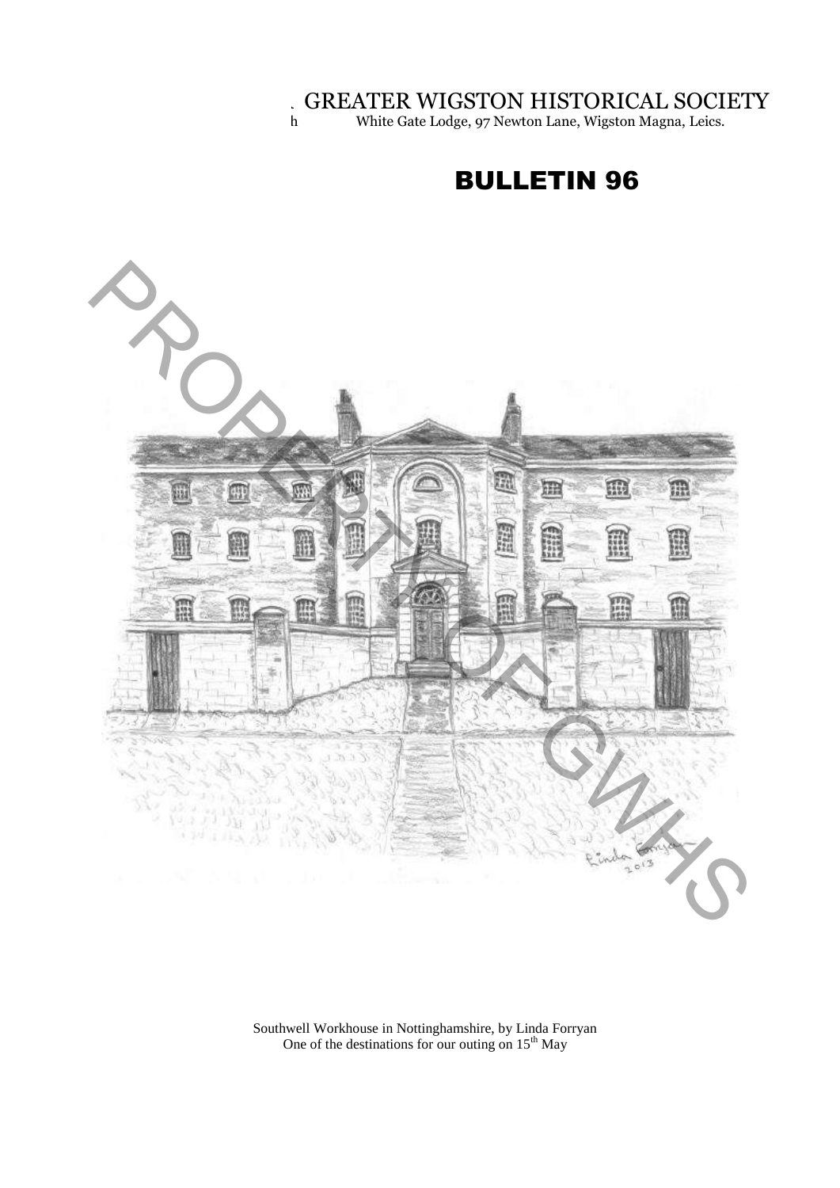GREATER WIGSTON HISTORICAL SOCIETY

White Gate Lodge, 97 Newton Lane, Wigston Magna, Leics.

# BULLETIN 96

Southwell Workhouse in Nottinghamshire, by Linda Forryan
One of the destinations for our outing on 15th May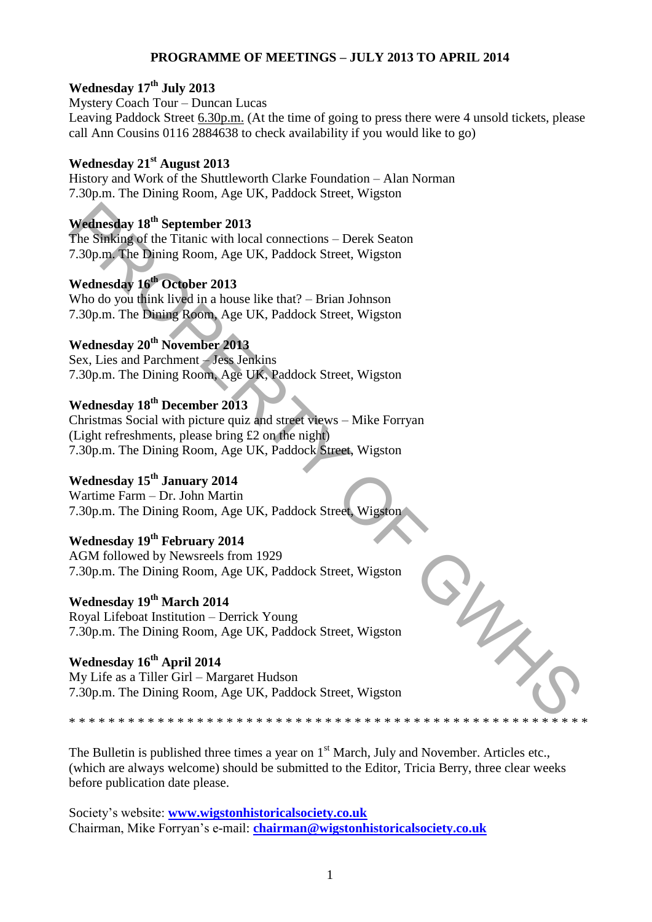## PROGRAMME OF MEETINGS – JULY 2013 TO APRIL 2014

**Wednesday 17th July 2013**
Mystery Coach Tour – Duncan Lucas
Leaving Paddock Street 6.30p.m. (At the time of going to press there were 4 unsold tickets, please call Ann Cousins 0116 2884638 to check availability if you would like to go)

**Wednesday 21st August 2013**
History and Work of the Shuttleworth Clarke Foundation – Alan Norman
7.30p.m. The Dining Room, Age UK, Paddock Street, Wigston

**Wednesday 18th September 2013**
The Sinking of the Titanic with local connections – Derek Seaton
7.30p.m. The Dining Room, Age UK, Paddock Street, Wigston

**Wednesday 16th October 2013**
Who do you think lived in a house like that? – Brian Johnson
7.30p.m. The Dining Room, Age UK, Paddock Street, Wigston

**Wednesday 20th November 2013**
Sex, Lies and Parchment – Jess Jenkins
7.30p.m. The Dining Room, Age UK, Paddock Street, Wigston

**Wednesday 18th December 2013**
Christmas Social with picture quiz and street views – Mike Forryan
(Light refreshments, please bring £2 on the night)
7.30p.m. The Dining Room, Age UK, Paddock Street, Wigston

**Wednesday 15th January 2014**
Wartime Farm – Dr. John Martin
7.30p.m. The Dining Room, Age UK, Paddock Street, Wigston

**Wednesday 19th February 2014**
AGM followed by Newsreels from 1929
7.30p.m. The Dining Room, Age UK, Paddock Street, Wigston

**Wednesday 19th March 2014**
Royal Lifeboat Institution – Derrick Young
7.30p.m. The Dining Room, Age UK, Paddock Street, Wigston

**Wednesday 16th April 2014**
My Life as a Tiller Girl – Margaret Hudson
7.30p.m. The Dining Room, Age UK, Paddock Street, Wigston

* * * * * * * * * * * * * * * * * * * * * * * * * * * * * * * * * * * * * * * * * * * * * * * * * * * * *

The Bulletin is published three times a year on 1st March, July and November. Articles etc., (which are always welcome) should be submitted to the Editor, Tricia Berry, three clear weeks before publication date please.

Society's website: **www.wigstonhistoricalsociety.co.uk**
Chairman, Mike Forryan's e-mail: **chairman@wigstonhistoricalsociety.co.uk**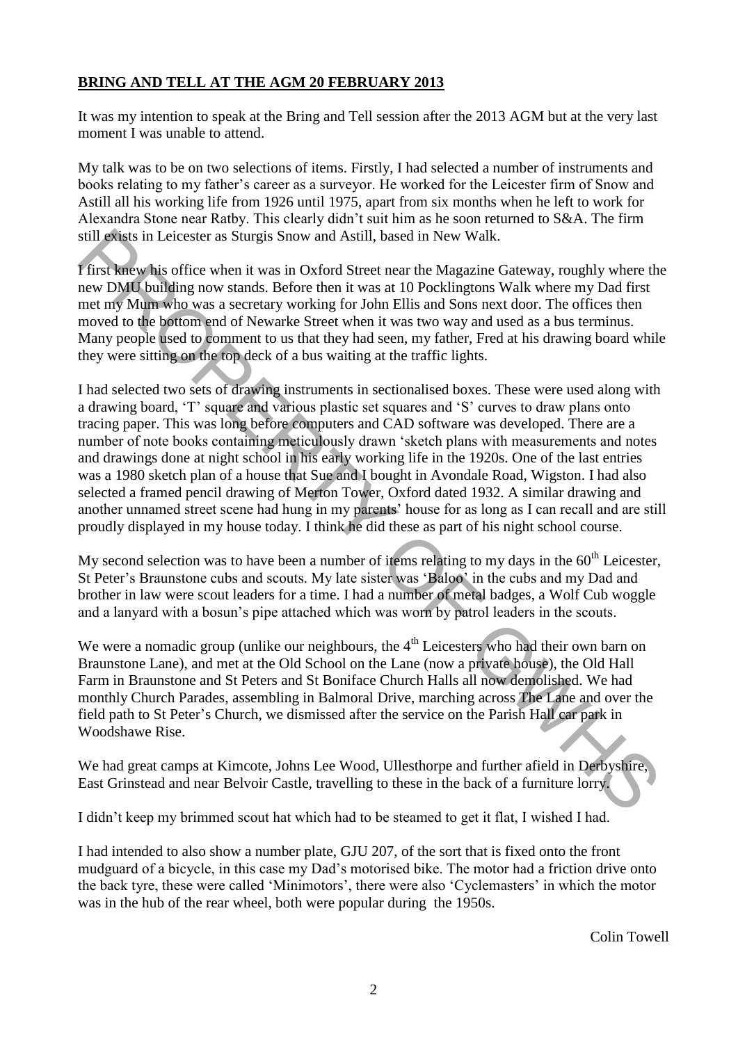**BRING AND TELL AT THE AGM 20 FEBRUARY 2013**

It was my intention to speak at the Bring and Tell session after the 2013 AGM but at the very last moment I was unable to attend.

My talk was to be on two selections of items. Firstly, I had selected a number of instruments and books relating to my father's career as a surveyor. He worked for the Leicester firm of Snow and Astill all his working life from 1926 until 1975, apart from six months when he left to work for Alexandra Stone near Ratby. This clearly didn't suit him as he soon returned to S&A. The firm still exists in Leicester as Sturgis Snow and Astill, based in New Walk.

I first knew his office when it was in Oxford Street near the Magazine Gateway, roughly where the new DMU building now stands. Before then it was at 10 Pocklingtons Walk where my Dad first met my Mum who was a secretary working for John Ellis and Sons next door. The offices then moved to the bottom end of Newarke Street when it was two way and used as a bus terminus. Many people used to comment to us that they had seen, my father, Fred at his drawing board while they were sitting on the top deck of a bus waiting at the traffic lights.

I had selected two sets of drawing instruments in sectionalised boxes. These were used along with a drawing board, 'T' square and various plastic set squares and 'S' curves to draw plans onto tracing paper. This was long before computers and CAD software was developed. There are a number of note books containing meticulously drawn 'sketch plans with measurements and notes and drawings done at night school in his early working life in the 1920s. One of the last entries was a 1980 sketch plan of a house that Sue and I bought in Avondale Road, Wigston. I had also selected a framed pencil drawing of Merton Tower, Oxford dated 1932. A similar drawing and another unnamed street scene had hung in my parents' house for as long as I can recall and are still proudly displayed in my house today. I think he did these as part of his night school course.

My second selection was to have been a number of items relating to my days in the 60th Leicester, St Peter's Braunstone cubs and scouts. My late sister was 'Baloo' in the cubs and my Dad and brother in law were scout leaders for a time. I had a number of metal badges, a Wolf Cub woggle and a lanyard with a bosun's pipe attached which was worn by patrol leaders in the scouts.

We were a nomadic group (unlike our neighbours, the 4th Leicesters who had their own barn on Braunstone Lane), and met at the Old School on the Lane (now a private house), the Old Hall Farm in Braunstone and St Peters and St Boniface Church Halls all now demolished. We had monthly Church Parades, assembling in Balmoral Drive, marching across The Lane and over the field path to St Peter's Church, we dismissed after the service on the Parish Hall car park in Woodshawe Rise.

We had great camps at Kimcote, Johns Lee Wood, Ullesthorpe and further afield in Derbyshire, East Grinstead and near Belvoir Castle, travelling to these in the back of a furniture lorry.

I didn't keep my brimmed scout hat which had to be steamed to get it flat, I wished I had.

I had intended to also show a number plate, GJU 207, of the sort that is fixed onto the front mudguard of a bicycle, in this case my Dad's motorised bike. The motor had a friction drive onto the back tyre, these were called 'Minimotors', there were also 'Cyclemasters' in which the motor was in the hub of the rear wheel, both were popular during the 1950s.

Colin Towell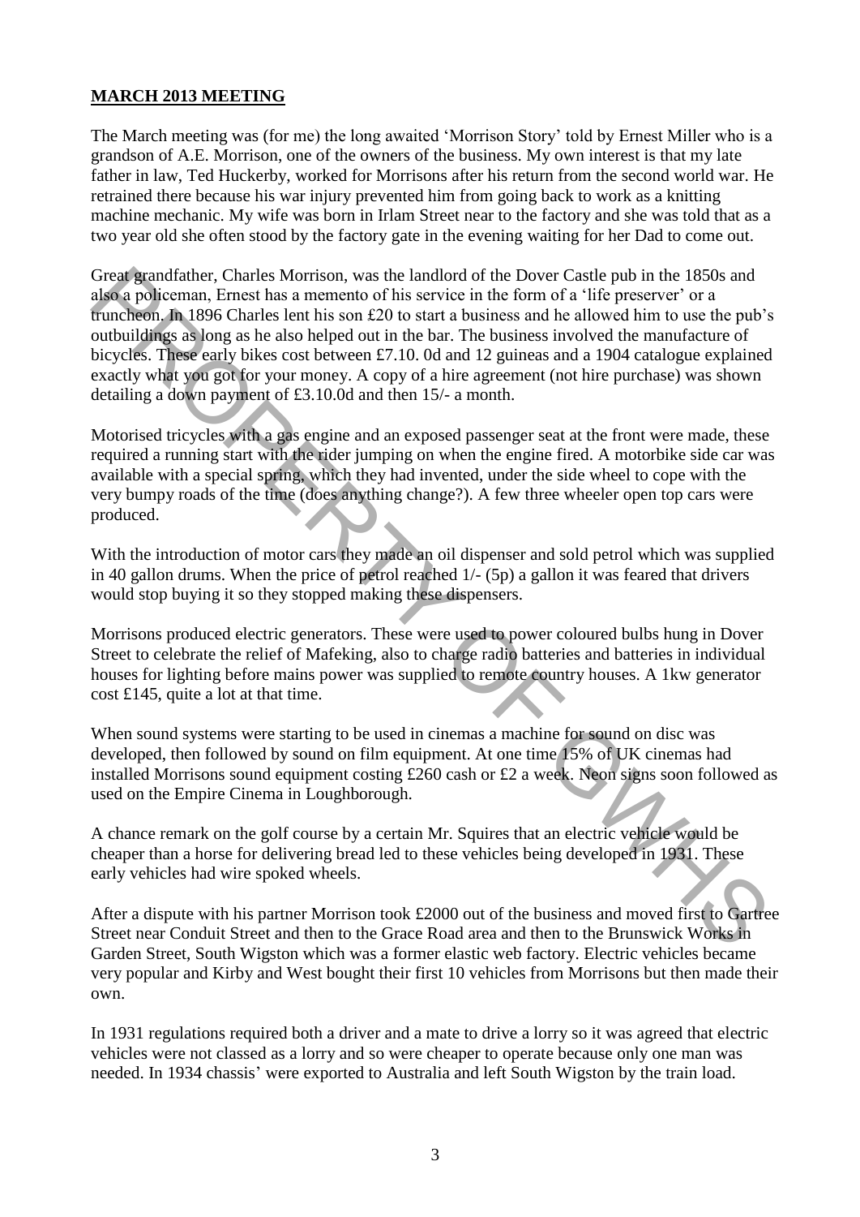## **MARCH 2013 MEETING**

The March meeting was (for me) the long awaited 'Morrison Story' told by Ernest Miller who is a grandson of A.E. Morrison, one of the owners of the business. My own interest is that my late father in law, Ted Huckerby, worked for Morrisons after his return from the second world war. He retrained there because his war injury prevented him from going back to work as a knitting machine mechanic. My wife was born in Irlam Street near to the factory and she was told that as a two year old she often stood by the factory gate in the evening waiting for her Dad to come out.

Great grandfather, Charles Morrison, was the landlord of the Dover Castle pub in the 1850s and also a policeman, Ernest has a memento of his service in the form of a 'life preserver' or a truncheon. In 1896 Charles lent his son £20 to start a business and he allowed him to use the pub's outbuildings as long as he also helped out in the bar. The business involved the manufacture of bicycles. These early bikes cost between £7.10. 0d and 12 guineas and a 1904 catalogue explained exactly what you got for your money. A copy of a hire agreement (not hire purchase) was shown detailing a down payment of £3.10.0d and then 15/- a month.

Motorised tricycles with a gas engine and an exposed passenger seat at the front were made, these required a running start with the rider jumping on when the engine fired. A motorbike side car was available with a special spring, which they had invented, under the side wheel to cope with the very bumpy roads of the time (does anything change?). A few three wheeler open top cars were produced.

With the introduction of motor cars they made an oil dispenser and sold petrol which was supplied in 40 gallon drums. When the price of petrol reached 1/- (5p) a gallon it was feared that drivers would stop buying it so they stopped making these dispensers.

Morrisons produced electric generators. These were used to power coloured bulbs hung in Dover Street to celebrate the relief of Mafeking, also to charge radio batteries and batteries in individual houses for lighting before mains power was supplied to remote country houses. A 1kw generator cost £145, quite a lot at that time.

When sound systems were starting to be used in cinemas a machine for sound on disc was developed, then followed by sound on film equipment. At one time 15% of UK cinemas had installed Morrisons sound equipment costing £260 cash or £2 a week. Neon signs soon followed as used on the Empire Cinema in Loughborough.

A chance remark on the golf course by a certain Mr. Squires that an electric vehicle would be cheaper than a horse for delivering bread led to these vehicles being developed in 1931. These early vehicles had wire spoked wheels.

After a dispute with his partner Morrison took £2000 out of the business and moved first to Gartree Street near Conduit Street and then to the Grace Road area and then to the Brunswick Works in Garden Street, South Wigston which was a former elastic web factory. Electric vehicles became very popular and Kirby and West bought their first 10 vehicles from Morrisons but then made their own.

In 1931 regulations required both a driver and a mate to drive a lorry so it was agreed that electric vehicles were not classed as a lorry and so were cheaper to operate because only one man was needed. In 1934 chassis' were exported to Australia and left South Wigston by the train load.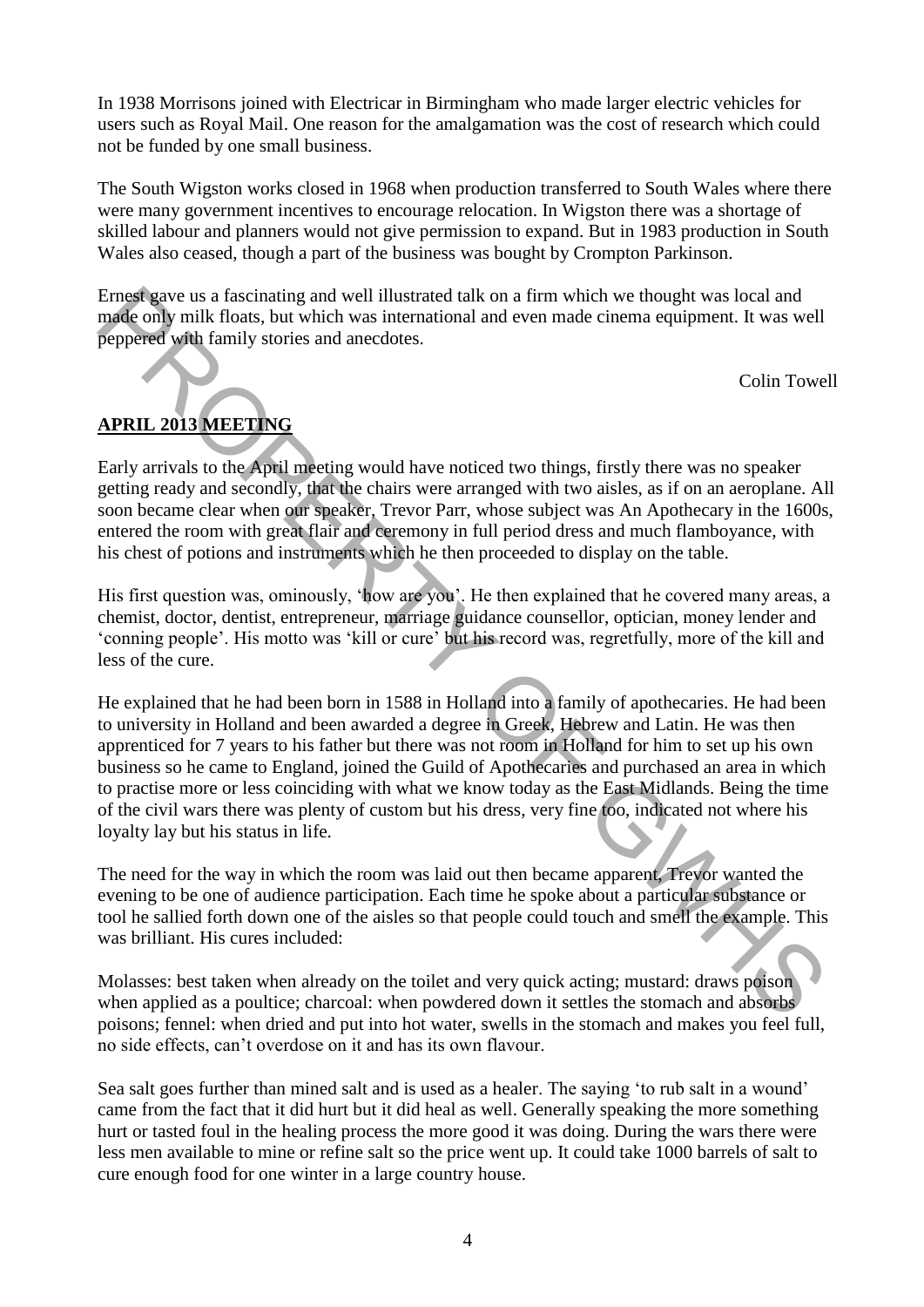In 1938 Morrisons joined with Electricar in Birmingham who made larger electric vehicles for users such as Royal Mail. One reason for the amalgamation was the cost of research which could not be funded by one small business.

The South Wigston works closed in 1968 when production transferred to South Wales where there were many government incentives to encourage relocation. In Wigston there was a shortage of skilled labour and planners would not give permission to expand. But in 1983 production in South Wales also ceased, though a part of the business was bought by Crompton Parkinson.

Ernest gave us a fascinating and well illustrated talk on a firm which we thought was local and made only milk floats, but which was international and even made cinema equipment. It was well peppered with family stories and anecdotes.

Colin Towell

**APRIL 2013 MEETING**

Early arrivals to the April meeting would have noticed two things, firstly there was no speaker getting ready and secondly, that the chairs were arranged with two aisles, as if on an aeroplane. All soon became clear when our speaker, Trevor Parr, whose subject was An Apothecary in the 1600s, entered the room with great flair and ceremony in full period dress and much flamboyance, with his chest of potions and instruments which he then proceeded to display on the table.

His first question was, ominously, 'how are you'. He then explained that he covered many areas, a chemist, doctor, dentist, entrepreneur, marriage guidance counsellor, optician, money lender and 'conning people'. His motto was 'kill or cure' but his record was, regretfully, more of the kill and less of the cure.

He explained that he had been born in 1588 in Holland into a family of apothecaries. He had been to university in Holland and been awarded a degree in Greek, Hebrew and Latin. He was then apprenticed for 7 years to his father but there was not room in Holland for him to set up his own business so he came to England, joined the Guild of Apothecaries and purchased an area in which to practise more or less coinciding with what we know today as the East Midlands. Being the time of the civil wars there was plenty of custom but his dress, very fine too, indicated not where his loyalty lay but his status in life.

The need for the way in which the room was laid out then became apparent. Trevor wanted the evening to be one of audience participation. Each time he spoke about a particular substance or tool he sallied forth down one of the aisles so that people could touch and smell the example. This was brilliant. His cures included:

Molasses: best taken when already on the toilet and very quick acting; mustard: draws poison when applied as a poultice; charcoal: when powdered down it settles the stomach and absorbs poisons; fennel: when dried and put into hot water, swells in the stomach and makes you feel full, no side effects, can't overdose on it and has its own flavour.

Sea salt goes further than mined salt and is used as a healer. The saying 'to rub salt in a wound' came from the fact that it did hurt but it did heal as well. Generally speaking the more something hurt or tasted foul in the healing process the more good it was doing. During the wars there were less men available to mine or refine salt so the price went up. It could take 1000 barrels of salt to cure enough food for one winter in a large country house.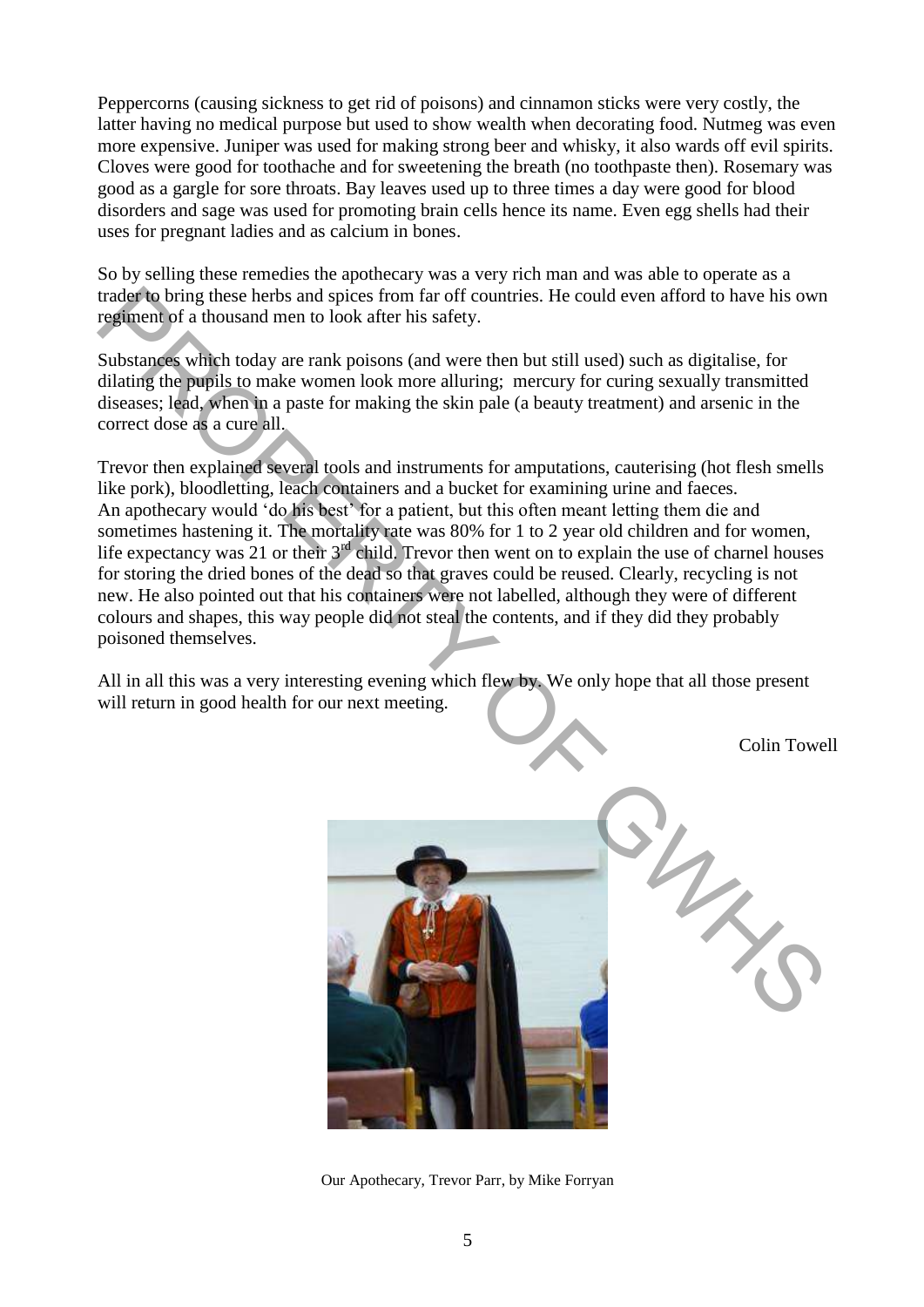Peppercorns (causing sickness to get rid of poisons) and cinnamon sticks were very costly, the latter having no medical purpose but used to show wealth when decorating food. Nutmeg was even more expensive. Juniper was used for making strong beer and whisky, it also wards off evil spirits. Cloves were good for toothache and for sweetening the breath (no toothpaste then). Rosemary was good as a gargle for sore throats. Bay leaves used up to three times a day were good for blood disorders and sage was used for promoting brain cells hence its name. Even egg shells had their uses for pregnant ladies and as calcium in bones.

So by selling these remedies the apothecary was a very rich man and was able to operate as a trader to bring these herbs and spices from far off countries. He could even afford to have his own regiment of a thousand men to look after his safety.

Substances which today are rank poisons (and were then but still used) such as digitalise, for dilating the pupils to make women look more alluring; mercury for curing sexually transmitted diseases; lead, when in a paste for making the skin pale (a beauty treatment) and arsenic in the correct dose as a cure all.

Trevor then explained several tools and instruments for amputations, cauterising (hot flesh smells like pork), bloodletting, leach containers and a bucket for examining urine and faeces. An apothecary would 'do his best' for a patient, but this often meant letting them die and sometimes hastening it. The mortality rate was 80% for 1 to 2 year old children and for women, life expectancy was 21 or their 3rd child. Trevor then went on to explain the use of charnel houses for storing the dried bones of the dead so that graves could be reused. Clearly, recycling is not new. He also pointed out that his containers were not labelled, although they were of different colours and shapes, this way people did not steal the contents, and if they did they probably poisoned themselves.

All in all this was a very interesting evening which flew by. We only hope that all those present will return in good health for our next meeting.

Colin Towell

Our Apothecary, Trevor Parr, by Mike Forryan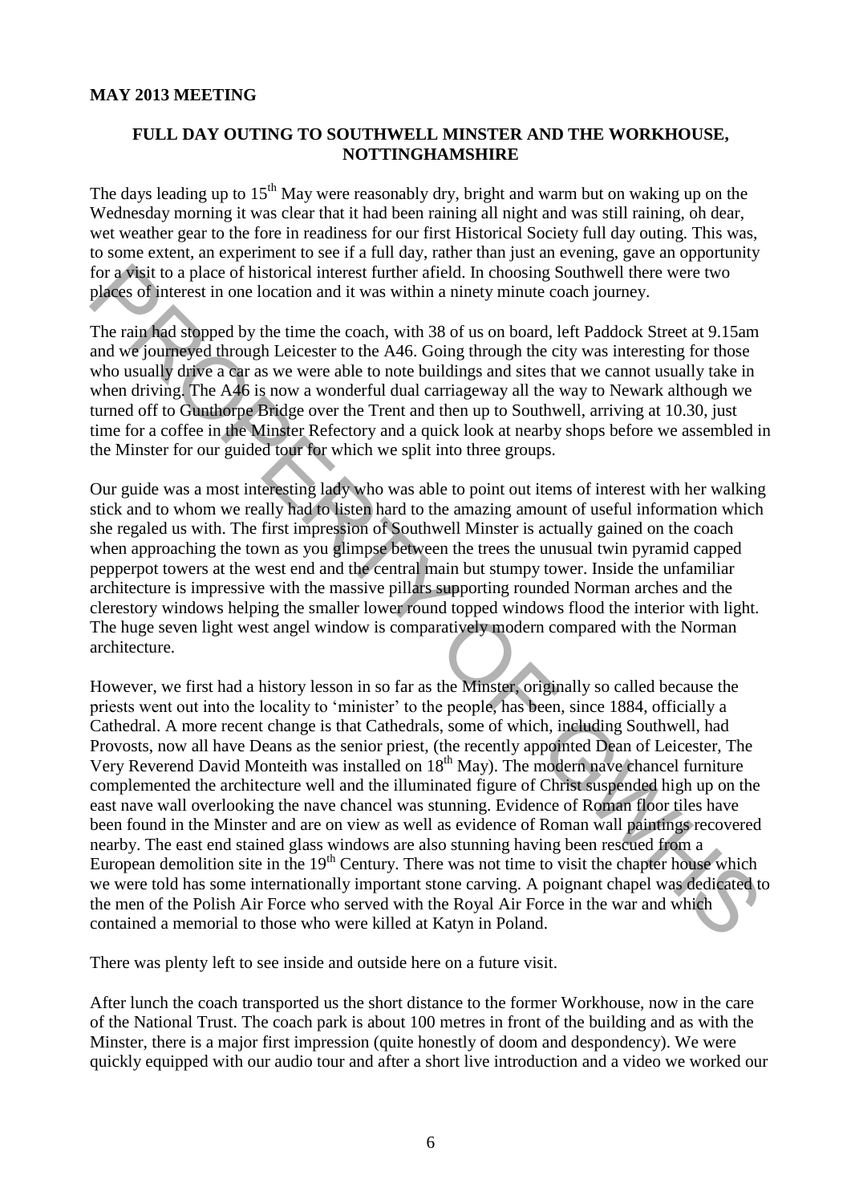**MAY 2013 MEETING**

## FULL DAY OUTING TO SOUTHWELL MINSTER AND THE WORKHOUSE, NOTTINGHAMSHIRE

The days leading up to 15th May were reasonably dry, bright and warm but on waking up on the Wednesday morning it was clear that it had been raining all night and was still raining, oh dear, wet weather gear to the fore in readiness for our first Historical Society full day outing. This was, to some extent, an experiment to see if a full day, rather than just an evening, gave an opportunity for a visit to a place of historical interest further afield. In choosing Southwell there were two places of interest in one location and it was within a ninety minute coach journey.

The rain had stopped by the time the coach, with 38 of us on board, left Paddock Street at 9.15am and we journeyed through Leicester to the A46. Going through the city was interesting for those who usually drive a car as we were able to note buildings and sites that we cannot usually take in when driving. The A46 is now a wonderful dual carriageway all the way to Newark although we turned off to Gunthorpe Bridge over the Trent and then up to Southwell, arriving at 10.30, just time for a coffee in the Minster Refectory and a quick look at nearby shops before we assembled in the Minster for our guided tour for which we split into three groups.

Our guide was a most interesting lady who was able to point out items of interest with her walking stick and to whom we really had to listen hard to the amazing amount of useful information which she regaled us with. The first impression of Southwell Minster is actually gained on the coach when approaching the town as you glimpse between the trees the unusual twin pyramid capped pepperpot towers at the west end and the central main but stumpy tower. Inside the unfamiliar architecture is impressive with the massive pillars supporting rounded Norman arches and the clerestory windows helping the smaller lower round topped windows flood the interior with light. The huge seven light west angel window is comparatively modern compared with the Norman architecture.

However, we first had a history lesson in so far as the Minster, originally so called because the priests went out into the locality to 'minister' to the people, has been, since 1884, officially a Cathedral. A more recent change is that Cathedrals, some of which, including Southwell, had Provosts, now all have Deans as the senior priest, (the recently appointed Dean of Leicester, The Very Reverend David Monteith was installed on 18th May). The modern nave chancel furniture complemented the architecture well and the illuminated figure of Christ suspended high up on the east nave wall overlooking the nave chancel was stunning. Evidence of Roman floor tiles have been found in the Minster and are on view as well as evidence of Roman wall paintings recovered nearby. The east end stained glass windows are also stunning having been rescued from a European demolition site in the 19th Century. There was not time to visit the chapter house which we were told has some internationally important stone carving. A poignant chapel was dedicated to the men of the Polish Air Force who served with the Royal Air Force in the war and which contained a memorial to those who were killed at Katyn in Poland.

There was plenty left to see inside and outside here on a future visit.

After lunch the coach transported us the short distance to the former Workhouse, now in the care of the National Trust. The coach park is about 100 metres in front of the building and as with the Minster, there is a major first impression (quite honestly of doom and despondency). We were quickly equipped with our audio tour and after a short live introduction and a video we worked our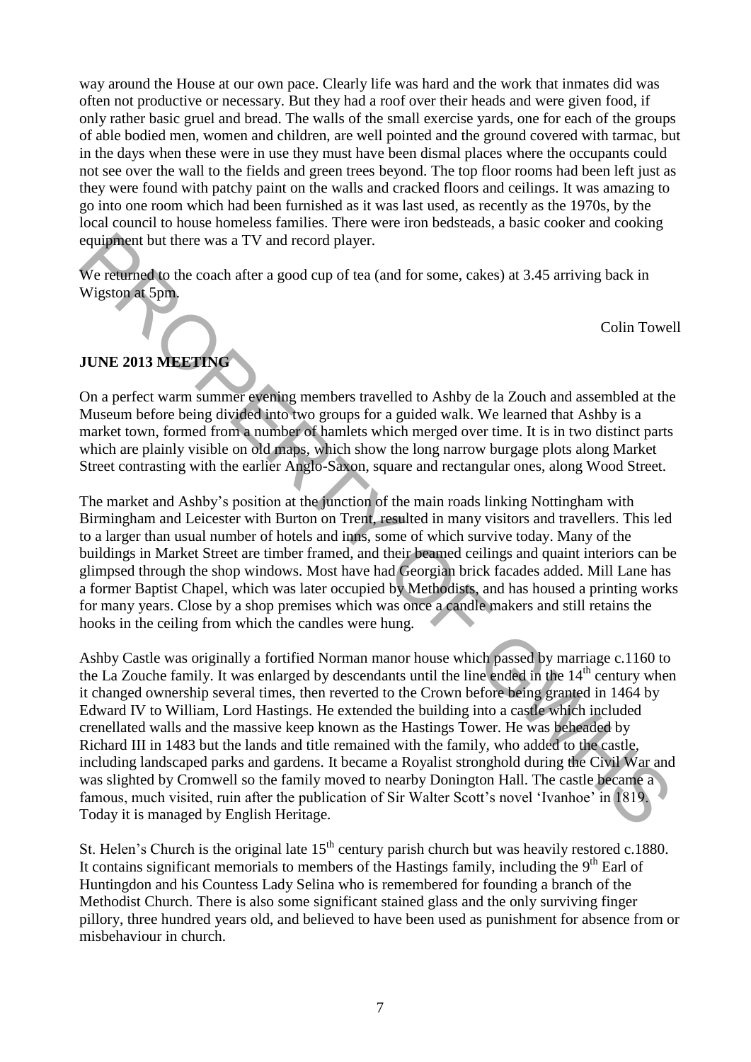way around the House at our own pace. Clearly life was hard and the work that inmates did was often not productive or necessary. But they had a roof over their heads and were given food, if only rather basic gruel and bread. The walls of the small exercise yards, one for each of the groups of able bodied men, women and children, are well pointed and the ground covered with tarmac, but in the days when these were in use they must have been dismal places where the occupants could not see over the wall to the fields and green trees beyond. The top floor rooms had been left just as they were found with patchy paint on the walls and cracked floors and ceilings. It was amazing to go into one room which had been furnished as it was last used, as recently as the 1970s, by the local council to house homeless families. There were iron bedsteads, a basic cooker and cooking equipment but there was a TV and record player.

We returned to the coach after a good cup of tea (and for some, cakes) at 3.45 arriving back in Wigston at 5pm.

Colin Towell

**JUNE 2013 MEETING**

On a perfect warm summer evening members travelled to Ashby de la Zouch and assembled at the Museum before being divided into two groups for a guided walk. We learned that Ashby is a market town, formed from a number of hamlets which merged over time. It is in two distinct parts which are plainly visible on old maps, which show the long narrow burgage plots along Market Street contrasting with the earlier Anglo-Saxon, square and rectangular ones, along Wood Street.

The market and Ashby's position at the junction of the main roads linking Nottingham with Birmingham and Leicester with Burton on Trent, resulted in many visitors and travellers. This led to a larger than usual number of hotels and inns, some of which survive today. Many of the buildings in Market Street are timber framed, and their beamed ceilings and quaint interiors can be glimpsed through the shop windows. Most have had Georgian brick facades added. Mill Lane has a former Baptist Chapel, which was later occupied by Methodists, and has housed a printing works for many years. Close by a shop premises which was once a candle makers and still retains the hooks in the ceiling from which the candles were hung.

Ashby Castle was originally a fortified Norman manor house which passed by marriage c.1160 to the La Zouche family. It was enlarged by descendants until the line ended in the 14th century when it changed ownership several times, then reverted to the Crown before being granted in 1464 by Edward IV to William, Lord Hastings. He extended the building into a castle which included crenellated walls and the massive keep known as the Hastings Tower. He was beheaded by Richard III in 1483 but the lands and title remained with the family, who added to the castle, including landscaped parks and gardens. It became a Royalist stronghold during the Civil War and was slighted by Cromwell so the family moved to nearby Donington Hall. The castle became a famous, much visited, ruin after the publication of Sir Walter Scott's novel 'Ivanhoe' in 1819. Today it is managed by English Heritage.

St. Helen's Church is the original late 15th century parish church but was heavily restored c.1880. It contains significant memorials to members of the Hastings family, including the 9th Earl of Huntingdon and his Countess Lady Selina who is remembered for founding a branch of the Methodist Church. There is also some significant stained glass and the only surviving finger pillory, three hundred years old, and believed to have been used as punishment for absence from or misbehaviour in church.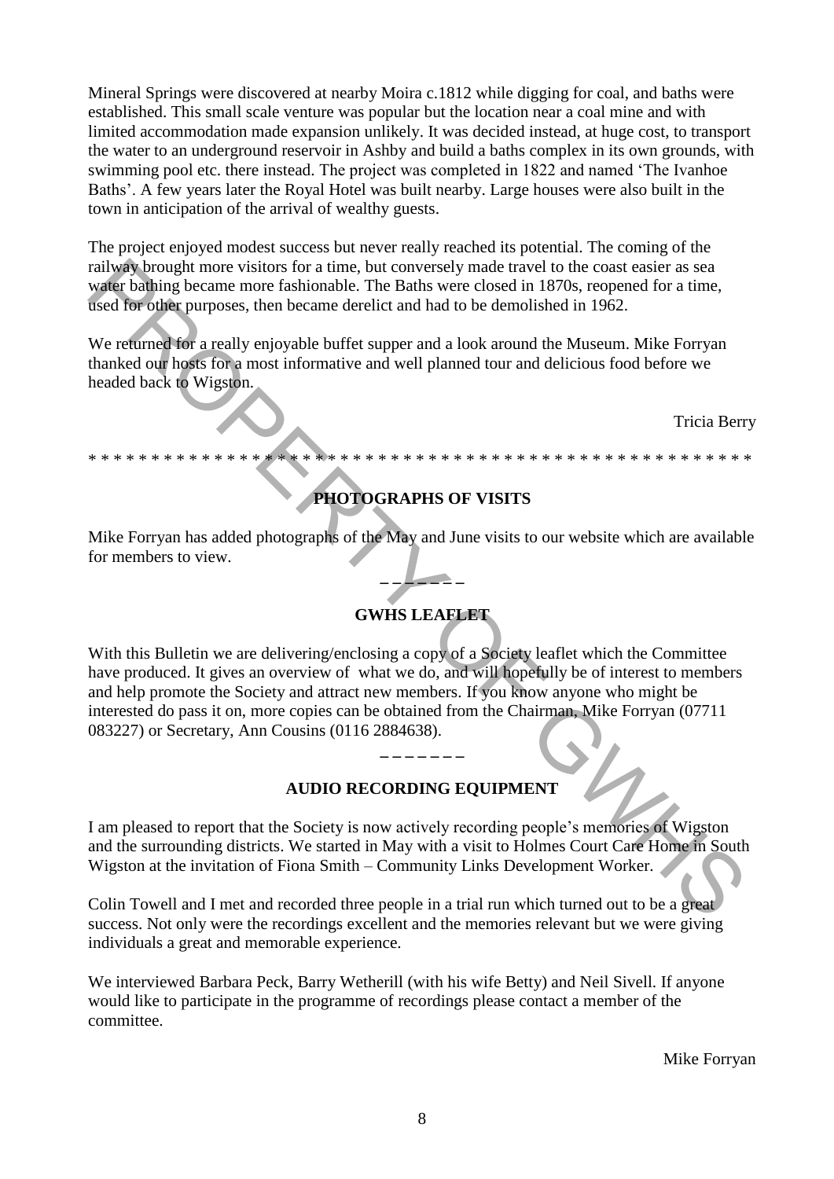Mineral Springs were discovered at nearby Moira c.1812 while digging for coal, and baths were established. This small scale venture was popular but the location near a coal mine and with limited accommodation made expansion unlikely. It was decided instead, at huge cost, to transport the water to an underground reservoir in Ashby and build a baths complex in its own grounds, with swimming pool etc. there instead. The project was completed in 1822 and named 'The Ivanhoe Baths'. A few years later the Royal Hotel was built nearby. Large houses were also built in the town in anticipation of the arrival of wealthy guests.

The project enjoyed modest success but never really reached its potential. The coming of the railway brought more visitors for a time, but conversely made travel to the coast easier as sea water bathing became more fashionable. The Baths were closed in 1870s, reopened for a time, used for other purposes, then became derelict and had to be demolished in 1962.

We returned for a really enjoyable buffet supper and a look around the Museum. Mike Forryan thanked our hosts for a most informative and well planned tour and delicious food before we headed back to Wigston.

Tricia Berry

* * * * * * * * * * * * * * * * * * * * * * * * * * * * * * * * * * * * * * * * * * * * * * * * * * * * * *

**PHOTOGRAPHS OF VISITS**

Mike Forryan has added photographs of the May and June visits to our website which are available for members to view.

– – – – – – –

**GWHS LEAFLET**

With this Bulletin we are delivering/enclosing a copy of a Society leaflet which the Committee have produced. It gives an overview of what we do, and will hopefully be of interest to members and help promote the Society and attract new members. If you know anyone who might be interested do pass it on, more copies can be obtained from the Chairman, Mike Forryan (07711 083227) or Secretary, Ann Cousins (0116 2884638).

– – – – – – –

**AUDIO RECORDING EQUIPMENT**

I am pleased to report that the Society is now actively recording people's memories of Wigston and the surrounding districts. We started in May with a visit to Holmes Court Care Home in South Wigston at the invitation of Fiona Smith – Community Links Development Worker.

Colin Towell and I met and recorded three people in a trial run which turned out to be a great success. Not only were the recordings excellent and the memories relevant but we were giving individuals a great and memorable experience.

We interviewed Barbara Peck, Barry Wetherill (with his wife Betty) and Neil Sivell. If anyone would like to participate in the programme of recordings please contact a member of the committee.

Mike Forryan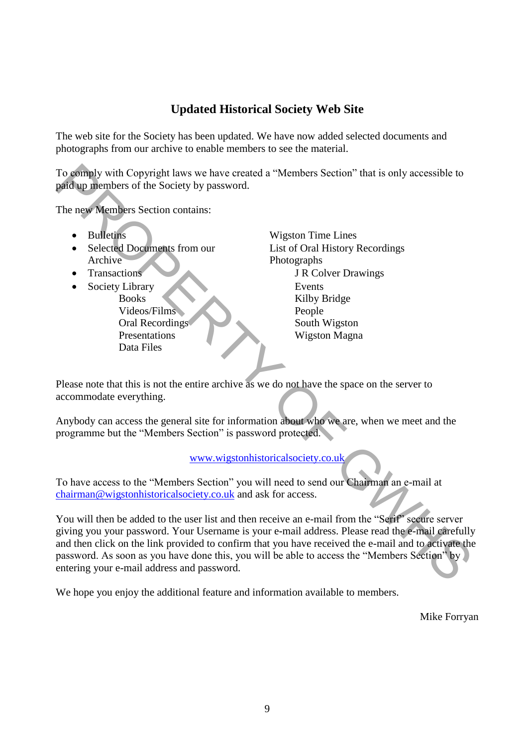## Updated Historical Society Web Site

The web site for the Society has been updated. We have now added selected documents and photographs from our archive to enable members to see the material.

To comply with Copyright laws we have created a "Members Section" that is only accessible to paid up members of the Society by password.

The new Members Section contains:

- Bulletins
- Selected Documents from our Archive
- Transactions
- Society Library
  - Books
  - Videos/Films
  - Oral Recordings
  - Presentations
  - Data Files

Wigston Time Lines
List of Oral History Recordings
Photographs
- J R Colver Drawings
- Events
- Kilby Bridge
- People
- South Wigston
- Wigston Magna

Please note that this is not the entire archive as we do not have the space on the server to accommodate everything.

Anybody can access the general site for information about who we are, when we meet and the programme but the "Members Section" is password protected.

www.wigstonhistoricalsociety.co.uk

To have access to the "Members Section" you will need to send our Chairman an e-mail at chairman@wigstonhistoricalsociety.co.uk and ask for access.

You will then be added to the user list and then receive an e-mail from the "Serif" secure server giving you your password. Your Username is your e-mail address. Please read the e-mail carefully and then click on the link provided to confirm that you have received the e-mail and to activate the password. As soon as you have done this, you will be able to access the "Members Section" by entering your e-mail address and password.

We hope you enjoy the additional feature and information available to members.

Mike Forryan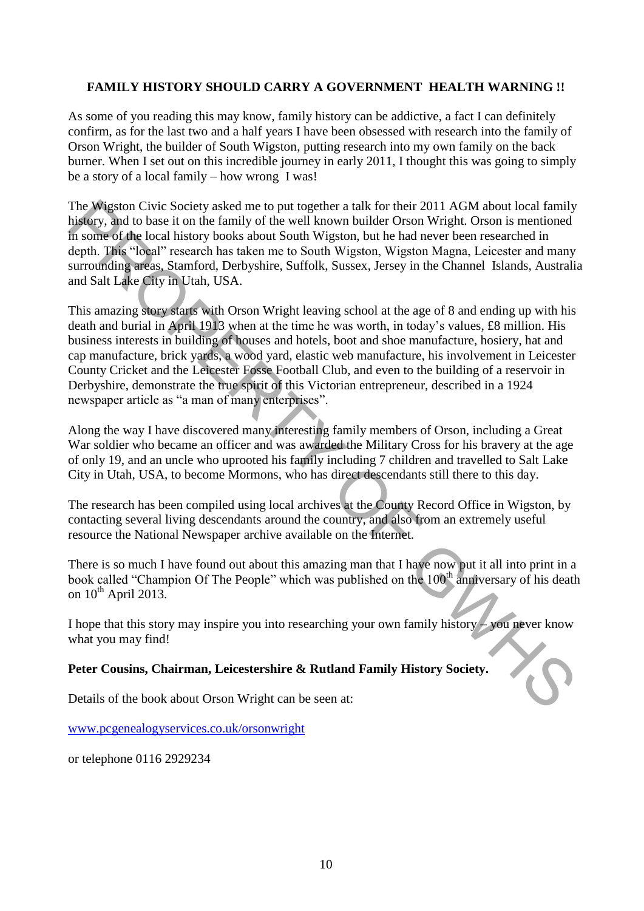**FAMILY HISTORY SHOULD CARRY A GOVERNMENT HEALTH WARNING !!**

As some of you reading this may know, family history can be addictive, a fact I can definitely confirm, as for the last two and a half years I have been obsessed with research into the family of Orson Wright, the builder of South Wigston, putting research into my own family on the back burner. When I set out on this incredible journey in early 2011, I thought this was going to simply be a story of a local family – how wrong I was!

The Wigston Civic Society asked me to put together a talk for their 2011 AGM about local family history, and to base it on the family of the well known builder Orson Wright. Orson is mentioned in some of the local history books about South Wigston, but he had never been researched in depth. This "local" research has taken me to South Wigston, Wigston Magna, Leicester and many surrounding areas, Stamford, Derbyshire, Suffolk, Sussex, Jersey in the Channel Islands, Australia and Salt Lake City in Utah, USA.

This amazing story starts with Orson Wright leaving school at the age of 8 and ending up with his death and burial in April 1913 when at the time he was worth, in today's values, £8 million. His business interests in building of houses and hotels, boot and shoe manufacture, hosiery, hat and cap manufacture, brick yards, a wood yard, elastic web manufacture, his involvement in Leicester County Cricket and the Leicester Fosse Football Club, and even to the building of a reservoir in Derbyshire, demonstrate the true spirit of this Victorian entrepreneur, described in a 1924 newspaper article as "a man of many enterprises".

Along the way I have discovered many interesting family members of Orson, including a Great War soldier who became an officer and was awarded the Military Cross for his bravery at the age of only 19, and an uncle who uprooted his family including 7 children and travelled to Salt Lake City in Utah, USA, to become Mormons, who has direct descendants still there to this day.

The research has been compiled using local archives at the County Record Office in Wigston, by contacting several living descendants around the country, and also from an extremely useful resource the National Newspaper archive available on the Internet.

There is so much I have found out about this amazing man that I have now put it all into print in a book called "Champion Of The People" which was published on the 100th anniversary of his death on 10th April 2013.

I hope that this story may inspire you into researching your own family history – you never know what you may find!

**Peter Cousins, Chairman, Leicestershire & Rutland Family History Society.**

Details of the book about Orson Wright can be seen at:

www.pcgenealogyservices.co.uk/orsonwright

or telephone 0116 2929234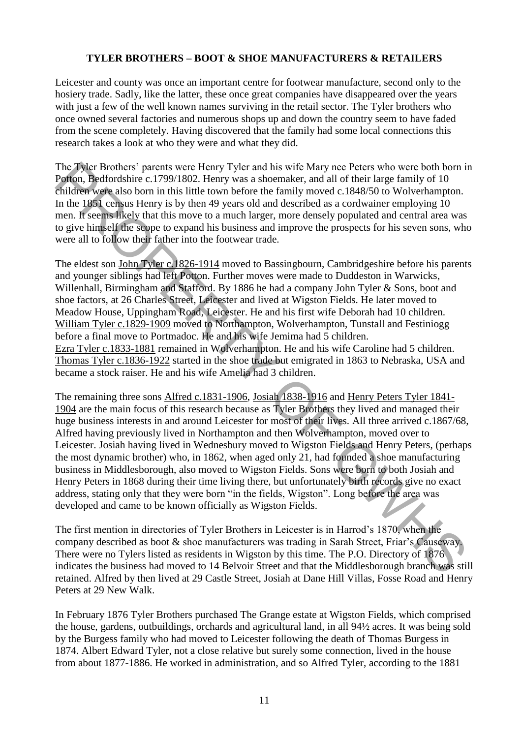**TYLER BROTHERS – BOOT & SHOE MANUFACTURERS & RETAILERS**

Leicester and county was once an important centre for footwear manufacture, second only to the hosiery trade. Sadly, like the latter, these once great companies have disappeared over the years with just a few of the well known names surviving in the retail sector. The Tyler brothers who once owned several factories and numerous shops up and down the country seem to have faded from the scene completely. Having discovered that the family had some local connections this research takes a look at who they were and what they did.

The Tyler Brothers' parents were Henry Tyler and his wife Mary nee Peters who were both born in Potton, Bedfordshire c.1799/1802. Henry was a shoemaker, and all of their large family of 10 children were also born in this little town before the family moved c.1848/50 to Wolverhampton. In the 1851 census Henry is by then 49 years old and described as a cordwainer employing 10 men. It seems likely that this move to a much larger, more densely populated and central area was to give himself the scope to expand his business and improve the prospects for his seven sons, who were all to follow their father into the footwear trade.

The eldest son John Tyler c.1826-1914 moved to Bassingbourn, Cambridgeshire before his parents and younger siblings had left Potton. Further moves were made to Duddeston in Warwicks, Willenhall, Birmingham and Stafford. By 1886 he had a company John Tyler & Sons, boot and shoe factors, at 26 Charles Street, Leicester and lived at Wigston Fields. He later moved to Meadow House, Uppingham Road, Leicester. He and his first wife Deborah had 10 children. William Tyler c.1829-1909 moved to Northampton, Wolverhampton, Tunstall and Festiniogg before a final move to Portmadoc. He and his wife Jemima had 5 children. Ezra Tyler c.1833-1881 remained in Wolverhampton. He and his wife Caroline had 5 children. Thomas Tyler c.1836-1922 started in the shoe trade but emigrated in 1863 to Nebraska, USA and became a stock raiser. He and his wife Amelia had 3 children.

The remaining three sons Alfred c.1831-1906, Josiah 1838-1916 and Henry Peters Tyler 1841-1904 are the main focus of this research because as Tyler Brothers they lived and managed their huge business interests in and around Leicester for most of their lives. All three arrived c.1867/68, Alfred having previously lived in Northampton and then Wolverhampton, moved over to Leicester. Josiah having lived in Wednesbury moved to Wigston Fields and Henry Peters, (perhaps the most dynamic brother) who, in 1862, when aged only 21, had founded a shoe manufacturing business in Middlesborough, also moved to Wigston Fields. Sons were born to both Josiah and Henry Peters in 1868 during their time living there, but unfortunately birth records give no exact address, stating only that they were born "in the fields, Wigston". Long before the area was developed and came to be known officially as Wigston Fields.

The first mention in directories of Tyler Brothers in Leicester is in Harrod's 1870, when the company described as boot & shoe manufacturers was trading in Sarah Street, Friar's Causeway. There were no Tylers listed as residents in Wigston by this time. The P.O. Directory of 1876 indicates the business had moved to 14 Belvoir Street and that the Middlesborough branch was still retained. Alfred by then lived at 29 Castle Street, Josiah at Dane Hill Villas, Fosse Road and Henry Peters at 29 New Walk.

In February 1876 Tyler Brothers purchased The Grange estate at Wigston Fields, which comprised the house, gardens, outbuildings, orchards and agricultural land, in all 94½ acres. It was being sold by the Burgess family who had moved to Leicester following the death of Thomas Burgess in 1874. Albert Edward Tyler, not a close relative but surely some connection, lived in the house from about 1877-1886. He worked in administration, and so Alfred Tyler, according to the 1881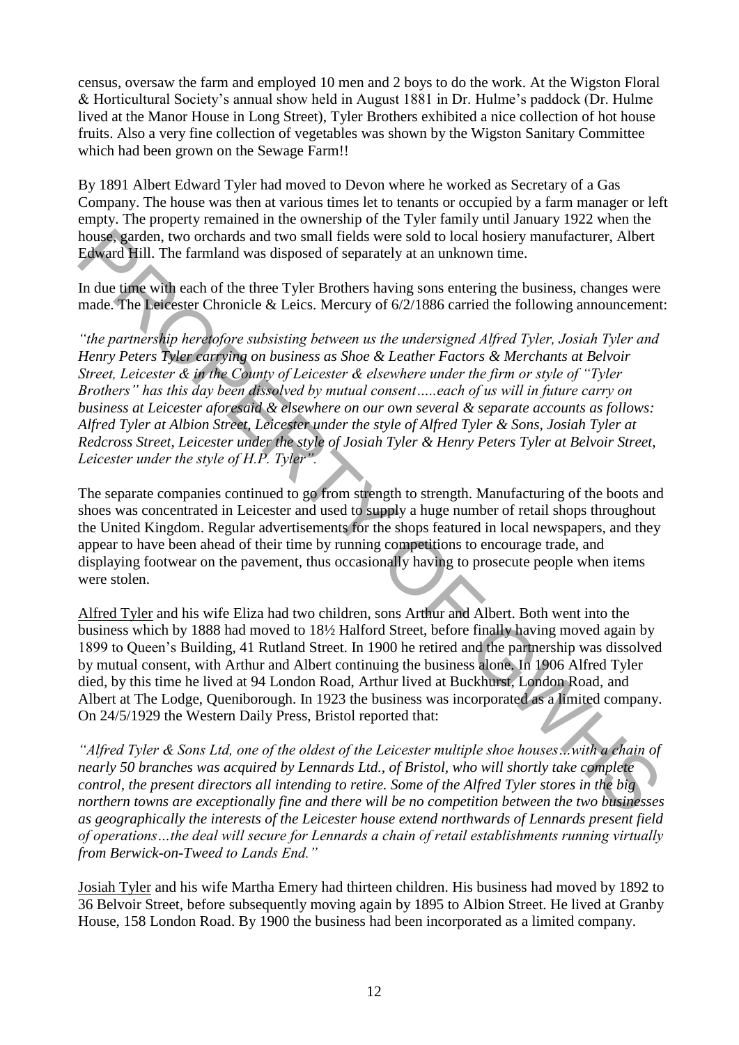census, oversaw the farm and employed 10 men and 2 boys to do the work. At the Wigston Floral & Horticultural Society's annual show held in August 1881 in Dr. Hulme's paddock (Dr. Hulme lived at the Manor House in Long Street), Tyler Brothers exhibited a nice collection of hot house fruits. Also a very fine collection of vegetables was shown by the Wigston Sanitary Committee which had been grown on the Sewage Farm!!

By 1891 Albert Edward Tyler had moved to Devon where he worked as Secretary of a Gas Company. The house was then at various times let to tenants or occupied by a farm manager or left empty. The property remained in the ownership of the Tyler family until January 1922 when the house, garden, two orchards and two small fields were sold to local hosiery manufacturer, Albert Edward Hill. The farmland was disposed of separately at an unknown time.

In due time with each of the three Tyler Brothers having sons entering the business, changes were made. The Leicester Chronicle & Leics. Mercury of 6/2/1886 carried the following announcement:

*"the partnership heretofore subsisting between us the undersigned Alfred Tyler, Josiah Tyler and Henry Peters Tyler carrying on business as Shoe & Leather Factors & Merchants at Belvoir Street, Leicester & in the County of Leicester & elsewhere under the firm or style of "Tyler Brothers" has this day been dissolved by mutual consent…..each of us will in future carry on business at Leicester aforesaid & elsewhere on our own several & separate accounts as follows: Alfred Tyler at Albion Street, Leicester under the style of Alfred Tyler & Sons, Josiah Tyler at Redcross Street, Leicester under the style of Josiah Tyler & Henry Peters Tyler at Belvoir Street, Leicester under the style of H.P. Tyler".*

The separate companies continued to go from strength to strength. Manufacturing of the boots and shoes was concentrated in Leicester and used to supply a huge number of retail shops throughout the United Kingdom. Regular advertisements for the shops featured in local newspapers, and they appear to have been ahead of their time by running competitions to encourage trade, and displaying footwear on the pavement, thus occasionally having to prosecute people when items were stolen.

Alfred Tyler and his wife Eliza had two children, sons Arthur and Albert. Both went into the business which by 1888 had moved to 18½ Halford Street, before finally having moved again by 1899 to Queen's Building, 41 Rutland Street. In 1900 he retired and the partnership was dissolved by mutual consent, with Arthur and Albert continuing the business alone. In 1906 Alfred Tyler died, by this time he lived at 94 London Road, Arthur lived at Buckhurst, London Road, and Albert at The Lodge, Queniborough. In 1923 the business was incorporated as a limited company. On 24/5/1929 the Western Daily Press, Bristol reported that:

*"Alfred Tyler & Sons Ltd, one of the oldest of the Leicester multiple shoe houses…with a chain of nearly 50 branches was acquired by Lennards Ltd., of Bristol, who will shortly take complete control, the present directors all intending to retire. Some of the Alfred Tyler stores in the big northern towns are exceptionally fine and there will be no competition between the two businesses as geographically the interests of the Leicester house extend northwards of Lennards present field of operations…the deal will secure for Lennards a chain of retail establishments running virtually from Berwick-on-Tweed to Lands End."*

Josiah Tyler and his wife Martha Emery had thirteen children. His business had moved by 1892 to 36 Belvoir Street, before subsequently moving again by 1895 to Albion Street. He lived at Granby House, 158 London Road. By 1900 the business had been incorporated as a limited company.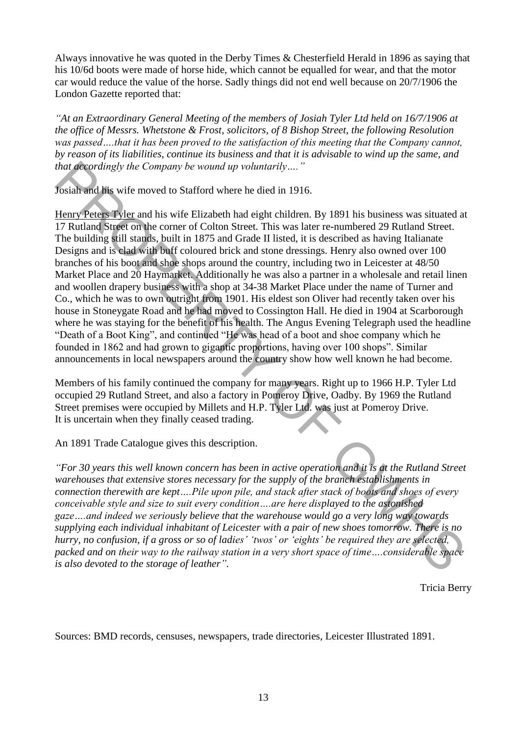Always innovative he was quoted in the Derby Times & Chesterfield Herald in 1896 as saying that his 10/6d boots were made of horse hide, which cannot be equalled for wear, and that the motor car would reduce the value of the horse. Sadly things did not end well because on 20/7/1906 the London Gazette reported that:

*"At an Extraordinary General Meeting of the members of Josiah Tyler Ltd held on 16/7/1906 at the office of Messrs. Whetstone & Frost, solicitors, of 8 Bishop Street, the following Resolution was passed….that it has been proved to the satisfaction of this meeting that the Company cannot, by reason of its liabilities, continue its business and that it is advisable to wind up the same, and that accordingly the Company be wound up voluntarily…."*

Josiah and his wife moved to Stafford where he died in 1916.

Henry Peters Tyler and his wife Elizabeth had eight children. By 1891 his business was situated at 17 Rutland Street on the corner of Colton Street. This was later re-numbered 29 Rutland Street. The building still stands, built in 1875 and Grade II listed, it is described as having Italianate Designs and is clad with buff coloured brick and stone dressings. Henry also owned over 100 branches of his boot and shoe shops around the country, including two in Leicester at 48/50 Market Place and 20 Haymarket. Additionally he was also a partner in a wholesale and retail linen and woollen drapery business with a shop at 34-38 Market Place under the name of Turner and Co., which he was to own outright from 1901. His eldest son Oliver had recently taken over his house in Stoneygate Road and he had moved to Cossington Hall. He died in 1904 at Scarborough where he was staying for the benefit of his health. The Angus Evening Telegraph used the headline "Death of a Boot King", and continued "He was head of a boot and shoe company which he founded in 1862 and had grown to gigantic proportions, having over 100 shops". Similar announcements in local newspapers around the country show how well known he had become.

Members of his family continued the company for many years. Right up to 1966 H.P. Tyler Ltd occupied 29 Rutland Street, and also a factory in Pomeroy Drive, Oadby. By 1969 the Rutland Street premises were occupied by Millets and H.P. Tyler Ltd. was just at Pomeroy Drive. It is uncertain when they finally ceased trading.

An 1891 Trade Catalogue gives this description.

*"For 30 years this well known concern has been in active operation and it is at the Rutland Street warehouses that extensive stores necessary for the supply of the branch establishments in connection therewith are kept….Pile upon pile, and stack after stack of boots and shoes of every conceivable style and size to suit every condition….are here displayed to the astonished gaze….and indeed we seriously believe that the warehouse would go a very long way towards supplying each individual inhabitant of Leicester with a pair of new shoes tomorrow. There is no hurry, no confusion, if a gross or so of ladies' 'twos' or 'eights' be required they are selected, packed and on their way to the railway station in a very short space of time….considerable space is also devoted to the storage of leather".*

Tricia Berry

Sources: BMD records, censuses, newspapers, trade directories, Leicester Illustrated 1891.